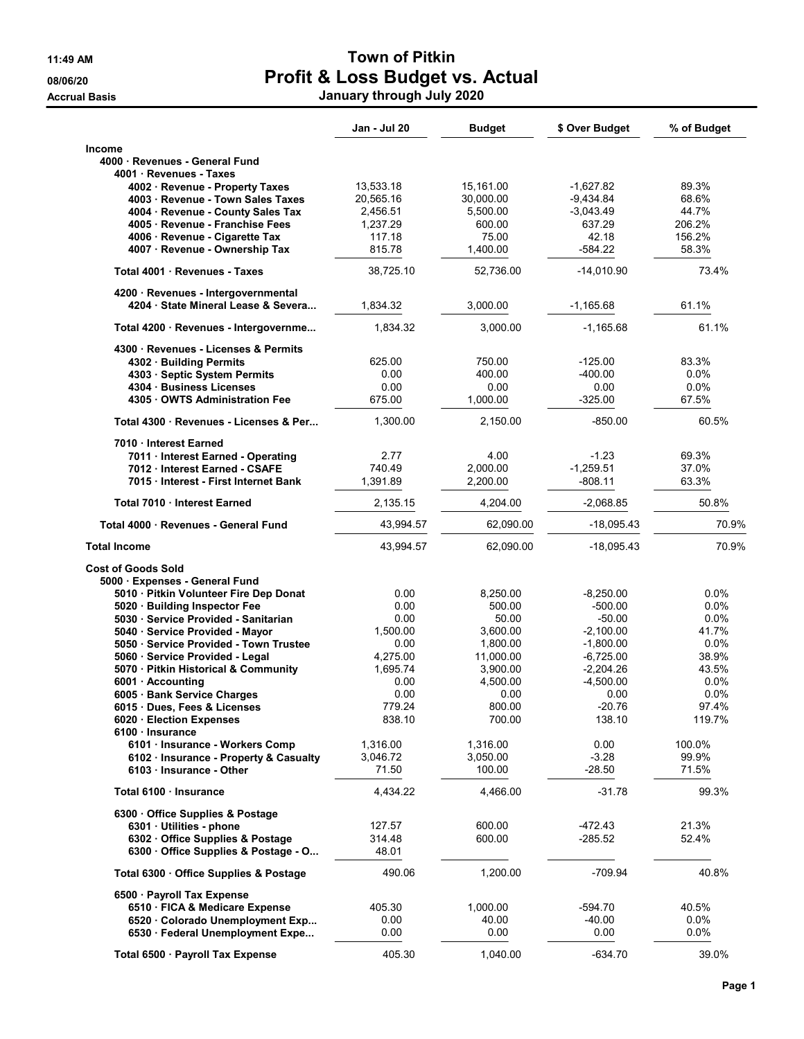11:49 AM
08/06/20
Accrual Basis

# Town of Pitkin
## Profit & Loss Budget vs. Actual
### January through July 2020

| | Jan - Jul 20 | Budget | $ Over Budget | % of Budget |
|---|---|---|---|---|
| **Income** | | | | |
| 4000 · Revenues - General Fund | | | | |
| 4001 · Revenues - Taxes | | | | |
| 4002 · Revenue - Property Taxes | 13,533.18 | 15,161.00 | -1,627.82 | 89.3% |
| 4003 · Revenue - Town Sales Taxes | 20,565.16 | 30,000.00 | -9,434.84 | 68.6% |
| 4004 · Revenue - County Sales Tax | 2,456.51 | 5,500.00 | -3,043.49 | 44.7% |
| 4005 · Revenue - Franchise Fees | 1,237.29 | 600.00 | 637.29 | 206.2% |
| 4006 · Revenue - Cigarette Tax | 117.18 | 75.00 | 42.18 | 156.2% |
| 4007 · Revenue - Ownership Tax | 815.78 | 1,400.00 | -584.22 | 58.3% |
| Total 4001 · Revenues - Taxes | 38,725.10 | 52,736.00 | -14,010.90 | 73.4% |
| 4200 · Revenues - Intergovernmental | | | | |
| 4204 · State Mineral Lease & Severa... | 1,834.32 | 3,000.00 | -1,165.68 | 61.1% |
| Total 4200 · Revenues - Intergovernme... | 1,834.32 | 3,000.00 | -1,165.68 | 61.1% |
| 4300 · Revenues - Licenses & Permits | | | | |
| 4302 · Building Permits | 625.00 | 750.00 | -125.00 | 83.3% |
| 4303 · Septic System Permits | 0.00 | 400.00 | -400.00 | 0.0% |
| 4304 · Business Licenses | 0.00 | 0.00 | 0.00 | 0.0% |
| 4305 · OWTS Administration Fee | 675.00 | 1,000.00 | -325.00 | 67.5% |
| Total 4300 · Revenues - Licenses & Per... | 1,300.00 | 2,150.00 | -850.00 | 60.5% |
| 7010 · Interest Earned | | | | |
| 7011 · Interest Earned - Operating | 2.77 | 4.00 | -1.23 | 69.3% |
| 7012 · Interest Earned - CSAFE | 740.49 | 2,000.00 | -1,259.51 | 37.0% |
| 7015 · Interest - First Internet Bank | 1,391.89 | 2,200.00 | -808.11 | 63.3% |
| Total 7010 · Interest Earned | 2,135.15 | 4,204.00 | -2,068.85 | 50.8% |
| Total 4000 · Revenues - General Fund | 43,994.57 | 62,090.00 | -18,095.43 | 70.9% |
| **Total Income** | 43,994.57 | 62,090.00 | -18,095.43 | 70.9% |
| **Cost of Goods Sold** | | | | |
| 5000 · Expenses - General Fund | | | | |
| 5010 · Pitkin Volunteer Fire Dep Donat | 0.00 | 8,250.00 | -8,250.00 | 0.0% |
| 5020 · Building Inspector Fee | 0.00 | 500.00 | -500.00 | 0.0% |
| 5030 · Service Provided - Sanitarian | 0.00 | 50.00 | -50.00 | 0.0% |
| 5040 · Service Provided - Mayor | 1,500.00 | 3,600.00 | -2,100.00 | 41.7% |
| 5050 · Service Provided - Town Trustee | 0.00 | 1,800.00 | -1,800.00 | 0.0% |
| 5060 · Service Provided - Legal | 4,275.00 | 11,000.00 | -6,725.00 | 38.9% |
| 5070 · Pitkin Historical & Community | 1,695.74 | 3,900.00 | -2,204.26 | 43.5% |
| 6001 · Accounting | 0.00 | 4,500.00 | -4,500.00 | 0.0% |
| 6005 · Bank Service Charges | 0.00 | 0.00 | 0.00 | 0.0% |
| 6015 · Dues, Fees & Licenses | 779.24 | 800.00 | -20.76 | 97.4% |
| 6020 · Election Expenses | 838.10 | 700.00 | 138.10 | 119.7% |
| 6100 · Insurance | | | | |
| 6101 · Insurance - Workers Comp | 1,316.00 | 1,316.00 | 0.00 | 100.0% |
| 6102 · Insurance - Property & Casualty | 3,046.72 | 3,050.00 | -3.28 | 99.9% |
| 6103 · Insurance - Other | 71.50 | 100.00 | -28.50 | 71.5% |
| Total 6100 · Insurance | 4,434.22 | 4,466.00 | -31.78 | 99.3% |
| 6300 · Office Supplies & Postage | | | | |
| 6301 · Utilities - phone | 127.57 | 600.00 | -472.43 | 21.3% |
| 6302 · Office Supplies & Postage | 314.48 | 600.00 | -285.52 | 52.4% |
| 6300 · Office Supplies & Postage - O... | 48.01 | | | |
| Total 6300 · Office Supplies & Postage | 490.06 | 1,200.00 | -709.94 | 40.8% |
| 6500 · Payroll Tax Expense | | | | |
| 6510 · FICA & Medicare Expense | 405.30 | 1,000.00 | -594.70 | 40.5% |
| 6520 · Colorado Unemployment Exp... | 0.00 | 40.00 | -40.00 | 0.0% |
| 6530 · Federal Unemployment Expe... | 0.00 | 0.00 | 0.00 | 0.0% |
| Total 6500 · Payroll Tax Expense | 405.30 | 1,040.00 | -634.70 | 39.0% |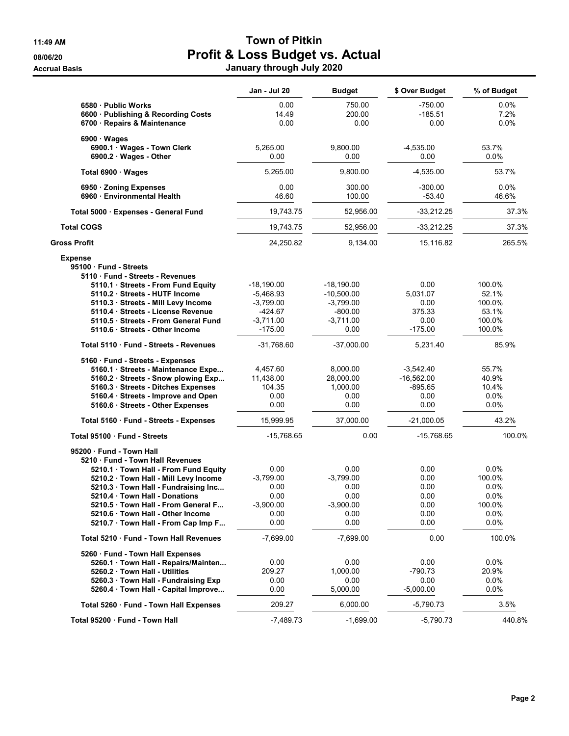**Town of Pitkin**
**Profit & Loss Budget vs. Actual**
**January through July 2020**

Accrual Basis

| | Jan - Jul 20 | Budget | $ Over Budget | % of Budget |
|---|---|---|---|---|
| 6580 · Public Works | 0.00 | 750.00 | -750.00 | 0.0% |
| 6600 · Publishing & Recording Costs | 14.49 | 200.00 | -185.51 | 7.2% |
| 6700 · Repairs & Maintenance | 0.00 | 0.00 | 0.00 | 0.0% |
| 6900 · Wages | | | | |
| 6900.1 · Wages - Town Clerk | 5,265.00 | 9,800.00 | -4,535.00 | 53.7% |
| 6900.2 · Wages - Other | 0.00 | 0.00 | 0.00 | 0.0% |
| Total 6900 · Wages | 5,265.00 | 9,800.00 | -4,535.00 | 53.7% |
| 6950 · Zoning Expenses | 0.00 | 300.00 | -300.00 | 0.0% |
| 6960 · Environmental Health | 46.60 | 100.00 | -53.40 | 46.6% |
| Total 5000 · Expenses - General Fund | 19,743.75 | 52,956.00 | -33,212.25 | 37.3% |
| Total COGS | 19,743.75 | 52,956.00 | -33,212.25 | 37.3% |
| Gross Profit | 24,250.82 | 9,134.00 | 15,116.82 | 265.5% |
| Expense | | | | |
| 95100 · Fund - Streets | | | | |
| 5110 · Fund - Streets - Revenues | | | | |
| 5110.1 · Streets - From Fund Equity | -18,190.00 | -18,190.00 | 0.00 | 100.0% |
| 5110.2 · Streets - HUTF Income | -5,468.93 | -10,500.00 | 5,031.07 | 52.1% |
| 5110.3 · Streets - Mill Levy Income | -3,799.00 | -3,799.00 | 0.00 | 100.0% |
| 5110.4 · Streets - License Revenue | -424.67 | -800.00 | 375.33 | 53.1% |
| 5110.5 · Streets - From General Fund | -3,711.00 | -3,711.00 | 0.00 | 100.0% |
| 5110.6 · Streets - Other Income | -175.00 | 0.00 | -175.00 | 100.0% |
| Total 5110 · Fund - Streets - Revenues | -31,768.60 | -37,000.00 | 5,231.40 | 85.9% |
| 5160 · Fund - Streets - Expenses | | | | |
| 5160.1 · Streets - Maintenance Expe... | 4,457.60 | 8,000.00 | -3,542.40 | 55.7% |
| 5160.2 · Streets - Snow plowing Exp... | 11,438.00 | 28,000.00 | -16,562.00 | 40.9% |
| 5160.3 · Streets - Ditches Expenses | 104.35 | 1,000.00 | -895.65 | 10.4% |
| 5160.4 · Streets - Improve and Open | 0.00 | 0.00 | 0.00 | 0.0% |
| 5160.6 · Streets - Other Expenses | 0.00 | 0.00 | 0.00 | 0.0% |
| Total 5160 · Fund - Streets - Expenses | 15,999.95 | 37,000.00 | -21,000.05 | 43.2% |
| Total 95100 · Fund - Streets | -15,768.65 | 0.00 | -15,768.65 | 100.0% |
| 95200 · Fund - Town Hall | | | | |
| 5210 · Fund - Town Hall Revenues | | | | |
| 5210.1 · Town Hall - From Fund Equity | 0.00 | 0.00 | 0.00 | 0.0% |
| 5210.2 · Town Hall - Mill Levy Income | -3,799.00 | -3,799.00 | 0.00 | 100.0% |
| 5210.3 · Town Hall - Fundraising Inc... | 0.00 | 0.00 | 0.00 | 0.0% |
| 5210.4 · Town Hall - Donations | 0.00 | 0.00 | 0.00 | 0.0% |
| 5210.5 · Town Hall - From General F... | -3,900.00 | -3,900.00 | 0.00 | 100.0% |
| 5210.6 · Town Hall - Other Income | 0.00 | 0.00 | 0.00 | 0.0% |
| 5210.7 · Town Hall - From Cap Imp F... | 0.00 | 0.00 | 0.00 | 0.0% |
| Total 5210 · Fund - Town Hall Revenues | -7,699.00 | -7,699.00 | 0.00 | 100.0% |
| 5260 · Fund - Town Hall Expenses | | | | |
| 5260.1 · Town Hall - Repairs/Mainten... | 0.00 | 0.00 | 0.00 | 0.0% |
| 5260.2 · Town Hall - Utilities | 209.27 | 1,000.00 | -790.73 | 20.9% |
| 5260.3 · Town Hall - Fundraising Exp | 0.00 | 0.00 | 0.00 | 0.0% |
| 5260.4 · Town Hall - Capital Improve... | 0.00 | 5,000.00 | -5,000.00 | 0.0% |
| Total 5260 · Fund - Town Hall Expenses | 209.27 | 6,000.00 | -5,790.73 | 3.5% |
| Total 95200 · Fund - Town Hall | -7,489.73 | -1,699.00 | -5,790.73 | 440.8% |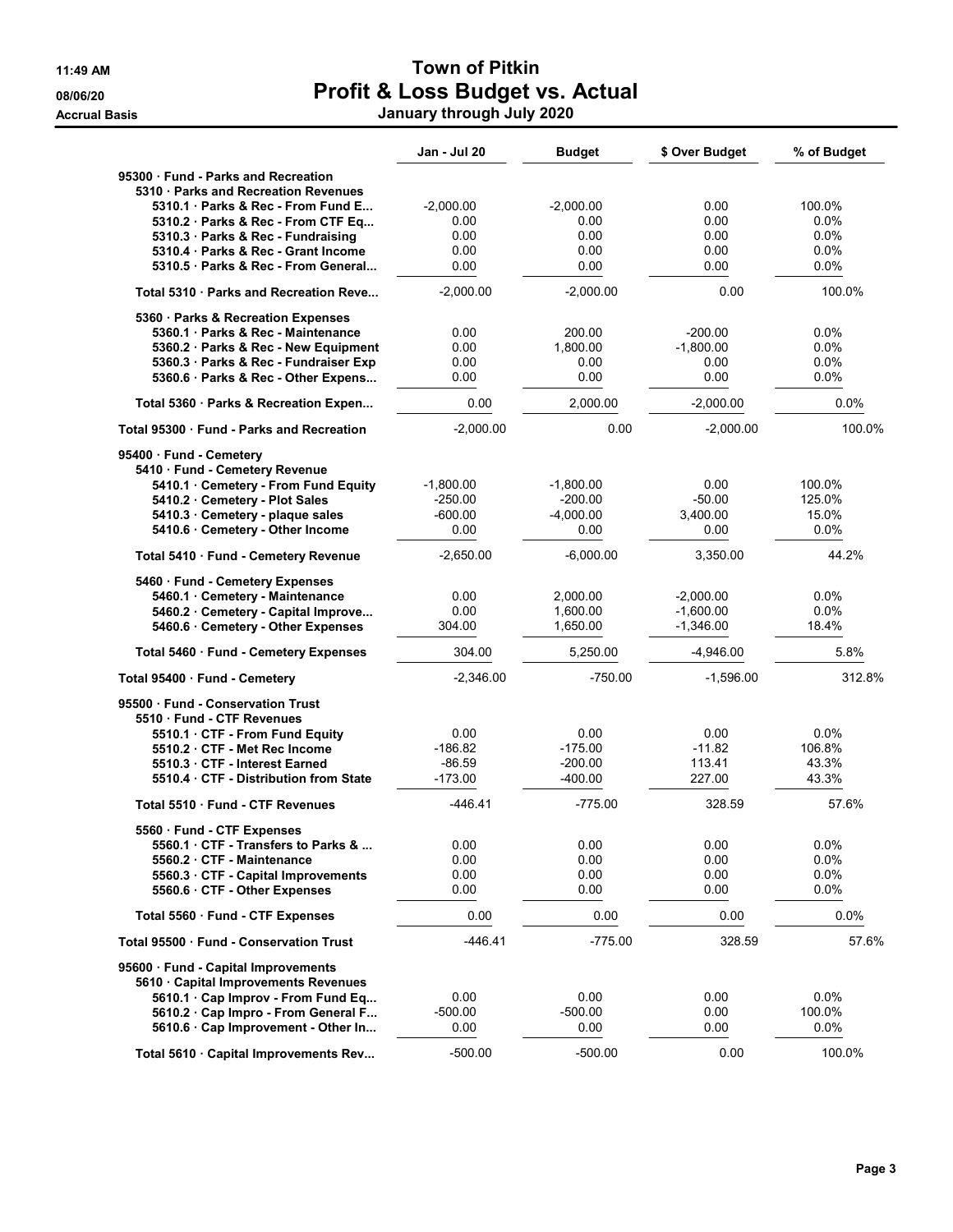# Town of Pitkin

## Profit & Loss Budget vs. Actual

**Accrual Basis** — January through July 2020

| | Jan - Jul 20 | Budget | $ Over Budget | % of Budget |
|---|---|---|---|---|
| **95300 · Fund - Parks and Recreation** | | | | |
| **5310 · Parks and Recreation Revenues** | | | | |
| 5310.1 · Parks & Rec - From Fund E... | -2,000.00 | -2,000.00 | 0.00 | 100.0% |
| 5310.2 · Parks & Rec - From CTF Eq... | 0.00 | 0.00 | 0.00 | 0.0% |
| 5310.3 · Parks & Rec - Fundraising | 0.00 | 0.00 | 0.00 | 0.0% |
| 5310.4 · Parks & Rec - Grant Income | 0.00 | 0.00 | 0.00 | 0.0% |
| 5310.5 · Parks & Rec - From General... | 0.00 | 0.00 | 0.00 | 0.0% |
| **Total 5310 · Parks and Recreation Reve...** | -2,000.00 | -2,000.00 | 0.00 | 100.0% |
| **5360 · Parks & Recreation Expenses** | | | | |
| 5360.1 · Parks & Rec - Maintenance | 0.00 | 200.00 | -200.00 | 0.0% |
| 5360.2 · Parks & Rec - New Equipment | 0.00 | 1,800.00 | -1,800.00 | 0.0% |
| 5360.3 · Parks & Rec - Fundraiser Exp | 0.00 | 0.00 | 0.00 | 0.0% |
| 5360.6 · Parks & Rec - Other Expens... | 0.00 | 0.00 | 0.00 | 0.0% |
| **Total 5360 · Parks & Recreation Expen...** | 0.00 | 2,000.00 | -2,000.00 | 0.0% |
| **Total 95300 · Fund - Parks and Recreation** | -2,000.00 | 0.00 | -2,000.00 | 100.0% |
| **95400 · Fund - Cemetery** | | | | |
| **5410 · Fund - Cemetery Revenue** | | | | |
| 5410.1 · Cemetery - From Fund Equity | -1,800.00 | -1,800.00 | 0.00 | 100.0% |
| 5410.2 · Cemetery - Plot Sales | -250.00 | -200.00 | -50.00 | 125.0% |
| 5410.3 · Cemetery - plaque sales | -600.00 | -4,000.00 | 3,400.00 | 15.0% |
| 5410.6 · Cemetery - Other Income | 0.00 | 0.00 | 0.00 | 0.0% |
| **Total 5410 · Fund - Cemetery Revenue** | -2,650.00 | -6,000.00 | 3,350.00 | 44.2% |
| **5460 · Fund - Cemetery Expenses** | | | | |
| 5460.1 · Cemetery - Maintenance | 0.00 | 2,000.00 | -2,000.00 | 0.0% |
| 5460.2 · Cemetery - Capital Improve... | 0.00 | 1,600.00 | -1,600.00 | 0.0% |
| 5460.6 · Cemetery - Other Expenses | 304.00 | 1,650.00 | -1,346.00 | 18.4% |
| **Total 5460 · Fund - Cemetery Expenses** | 304.00 | 5,250.00 | -4,946.00 | 5.8% |
| **Total 95400 · Fund - Cemetery** | -2,346.00 | -750.00 | -1,596.00 | 312.8% |
| **95500 · Fund - Conservation Trust** | | | | |
| **5510 · Fund - CTF Revenues** | | | | |
| 5510.1 · CTF - From Fund Equity | 0.00 | 0.00 | 0.00 | 0.0% |
| 5510.2 · CTF - Met Rec Income | -186.82 | -175.00 | -11.82 | 106.8% |
| 5510.3 · CTF - Interest Earned | -86.59 | -200.00 | 113.41 | 43.3% |
| 5510.4 · CTF - Distribution from State | -173.00 | -400.00 | 227.00 | 43.3% |
| **Total 5510 · Fund - CTF Revenues** | -446.41 | -775.00 | 328.59 | 57.6% |
| **5560 · Fund - CTF Expenses** | | | | |
| 5560.1 · CTF - Transfers to Parks & ... | 0.00 | 0.00 | 0.00 | 0.0% |
| 5560.2 · CTF - Maintenance | 0.00 | 0.00 | 0.00 | 0.0% |
| 5560.3 · CTF - Capital Improvements | 0.00 | 0.00 | 0.00 | 0.0% |
| 5560.6 · CTF - Other Expenses | 0.00 | 0.00 | 0.00 | 0.0% |
| **Total 5560 · Fund - CTF Expenses** | 0.00 | 0.00 | 0.00 | 0.0% |
| **Total 95500 · Fund - Conservation Trust** | -446.41 | -775.00 | 328.59 | 57.6% |
| **95600 · Fund - Capital Improvements** | | | | |
| **5610 · Capital Improvements Revenues** | | | | |
| 5610.1 · Cap Improv - From Fund Eq... | 0.00 | 0.00 | 0.00 | 0.0% |
| 5610.2 · Cap Impro - From General F... | -500.00 | -500.00 | 0.00 | 100.0% |
| 5610.6 · Cap Improvement - Other In... | 0.00 | 0.00 | 0.00 | 0.0% |
| **Total 5610 · Capital Improvements Rev...** | -500.00 | -500.00 | 0.00 | 100.0% |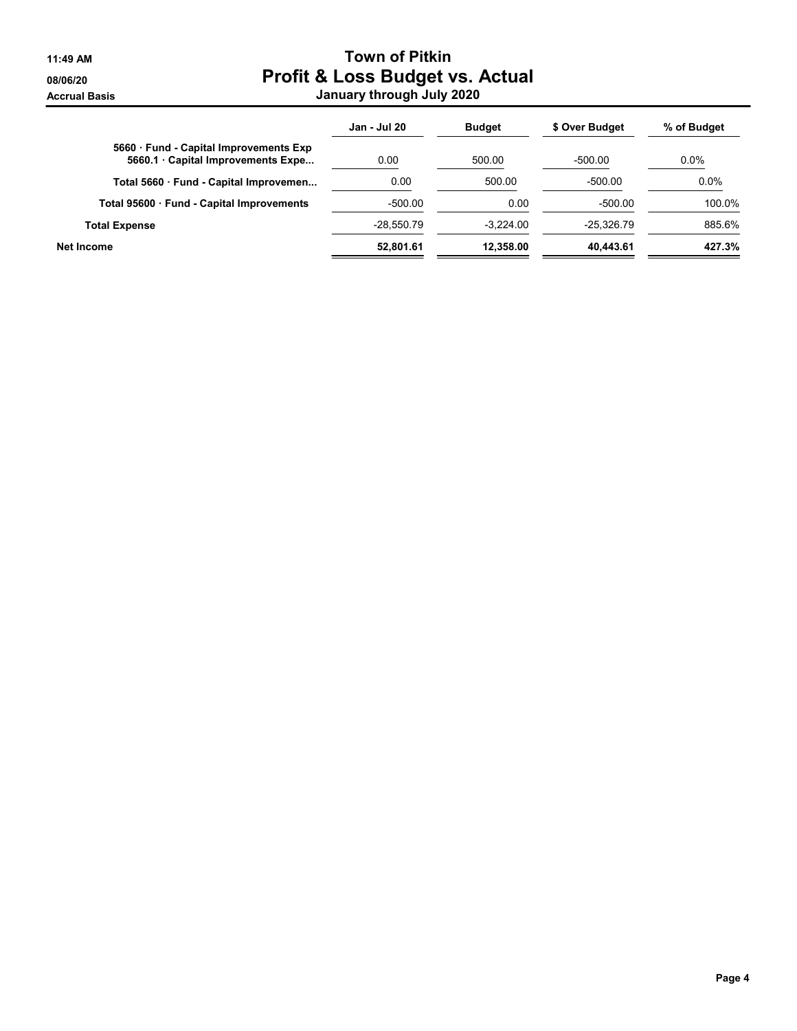# Town of Pitkin
## Profit & Loss Budget vs. Actual
### January through July 2020

11:49 AM
08/06/20
Accrual Basis

| | Jan - Jul 20 | Budget | $ Over Budget | % of Budget |
|---|---|---|---|---|
| 5660 · Fund - Capital Improvements Exp | | | | |
| 5660.1 · Capital Improvements Expe... | 0.00 | 500.00 | -500.00 | 0.0% |
| Total 5660 · Fund - Capital Improvemen... | 0.00 | 500.00 | -500.00 | 0.0% |
| Total 95600 · Fund - Capital Improvements | -500.00 | 0.00 | -500.00 | 100.0% |
| Total Expense | -28,550.79 | -3,224.00 | -25,326.79 | 885.6% |
| **Net Income** | **52,801.61** | **12,358.00** | **40,443.61** | **427.3%** |